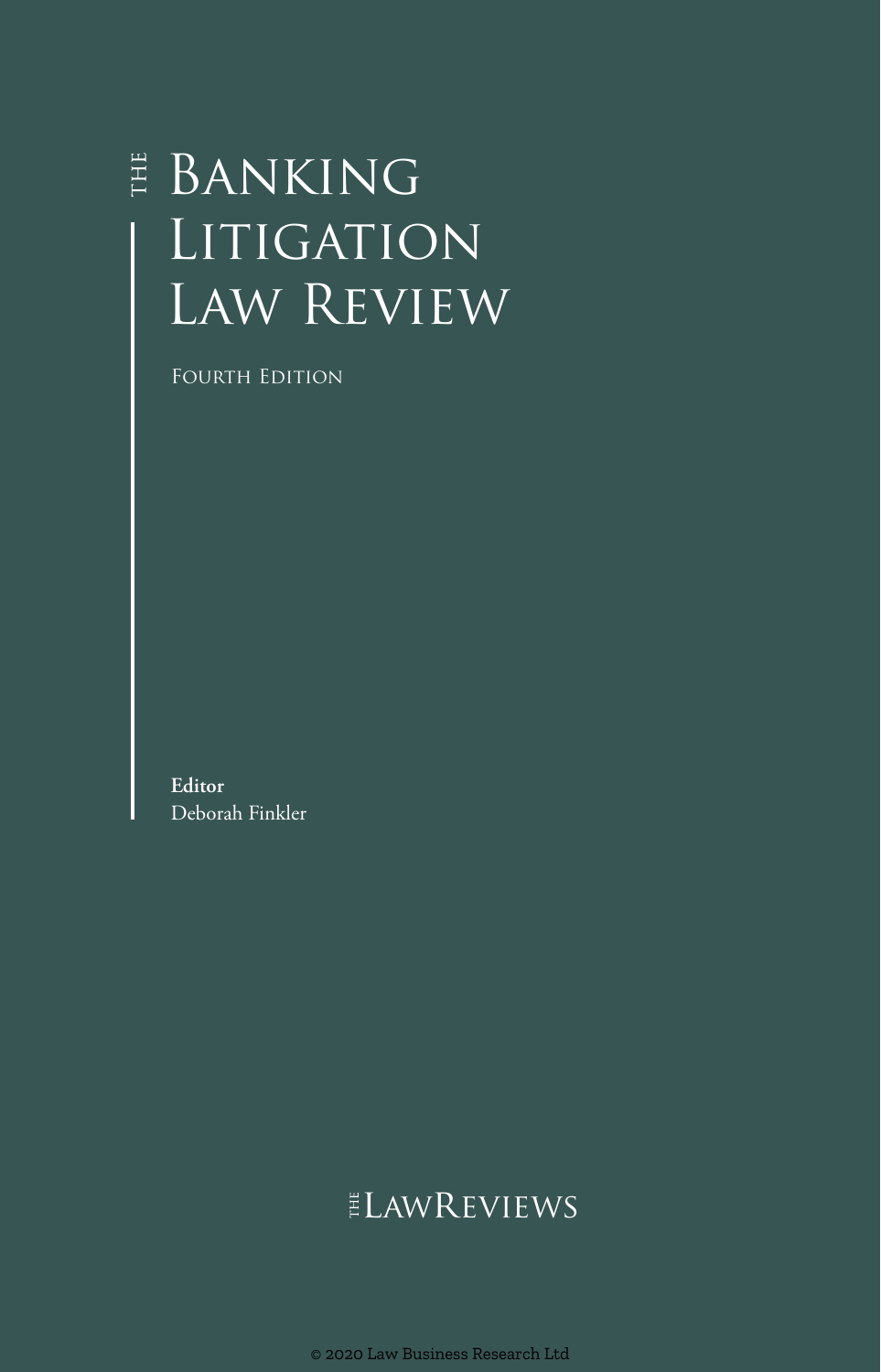# The Banking Litigation Law Review

Fourth Edition

**Editor**
Deborah Finkler

The LawReviews

© 2020 Law Business Research Ltd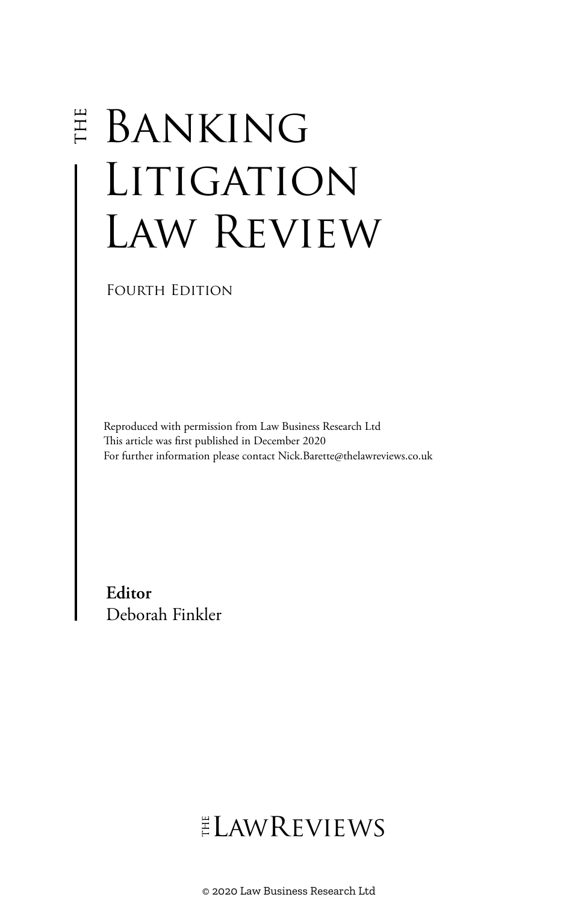# The Banking Litigation Law Review

Fourth Edition

Reproduced with permission from Law Business Research Ltd
This article was first published in December 2020
For further information please contact Nick.Barette@thelawreviews.co.uk

**Editor**
Deborah Finkler

The LawReviews

© 2020 Law Business Research Ltd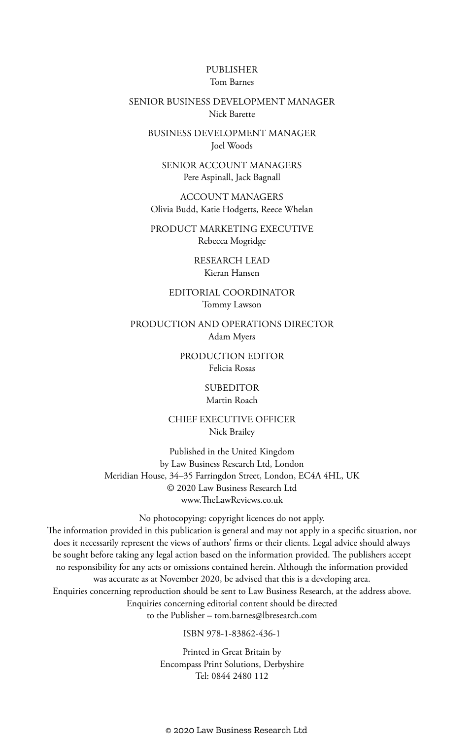PUBLISHER
Tom Barnes

SENIOR BUSINESS DEVELOPMENT MANAGER
Nick Barette

BUSINESS DEVELOPMENT MANAGER
Joel Woods

SENIOR ACCOUNT MANAGERS
Pere Aspinall, Jack Bagnall

ACCOUNT MANAGERS
Olivia Budd, Katie Hodgetts, Reece Whelan

PRODUCT MARKETING EXECUTIVE
Rebecca Mogridge

RESEARCH LEAD
Kieran Hansen

EDITORIAL COORDINATOR
Tommy Lawson

PRODUCTION AND OPERATIONS DIRECTOR
Adam Myers

PRODUCTION EDITOR
Felicia Rosas

SUBEDITOR
Martin Roach

CHIEF EXECUTIVE OFFICER
Nick Brailey

Published in the United Kingdom
by Law Business Research Ltd, London
Meridian House, 34–35 Farringdon Street, London, EC4A 4HL, UK
© 2020 Law Business Research Ltd
www.TheLawReviews.co.uk

No photocopying: copyright licences do not apply.
The information provided in this publication is general and may not apply in a specific situation, nor does it necessarily represent the views of authors' firms or their clients. Legal advice should always be sought before taking any legal action based on the information provided. The publishers accept no responsibility for any acts or omissions contained herein. Although the information provided was accurate as at November 2020, be advised that this is a developing area.
Enquiries concerning reproduction should be sent to Law Business Research, at the address above.
Enquiries concerning editorial content should be directed
to the Publisher – tom.barnes@lbresearch.com

ISBN 978-1-83862-436-1

Printed in Great Britain by
Encompass Print Solutions, Derbyshire
Tel: 0844 2480 112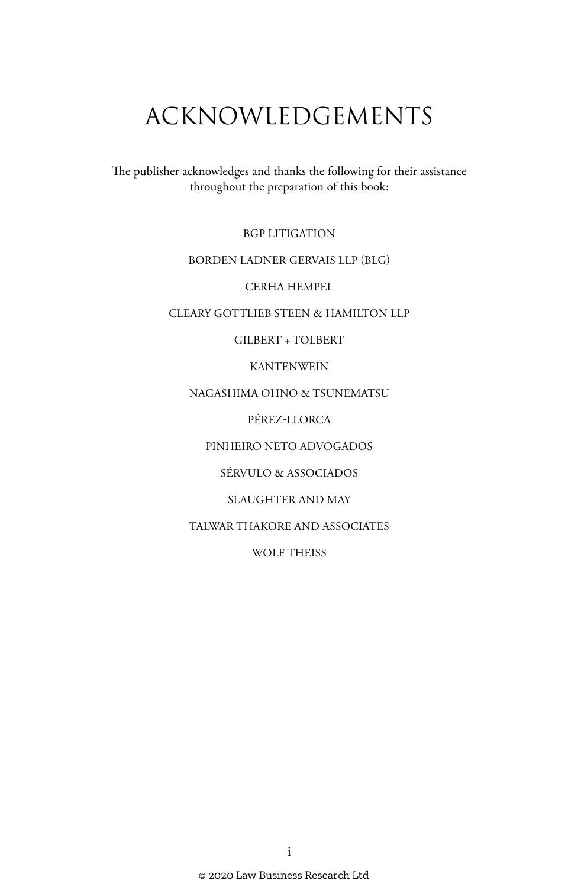# ACKNOWLEDGEMENTS

The publisher acknowledges and thanks the following for their assistance throughout the preparation of this book:

BGP LITIGATION

BORDEN LADNER GERVAIS LLP (BLG)

CERHA HEMPEL

CLEARY GOTTLIEB STEEN & HAMILTON LLP

GILBERT + TOLBERT

KANTENWEIN

NAGASHIMA OHNO & TSUNEMATSU

PÉREZ-LLORCA

PINHEIRO NETO ADVOGADOS

SÉRVULO & ASSOCIADOS

SLAUGHTER AND MAY

TALWAR THAKORE AND ASSOCIATES

WOLF THEISS

© 2020 Law Business Research Ltd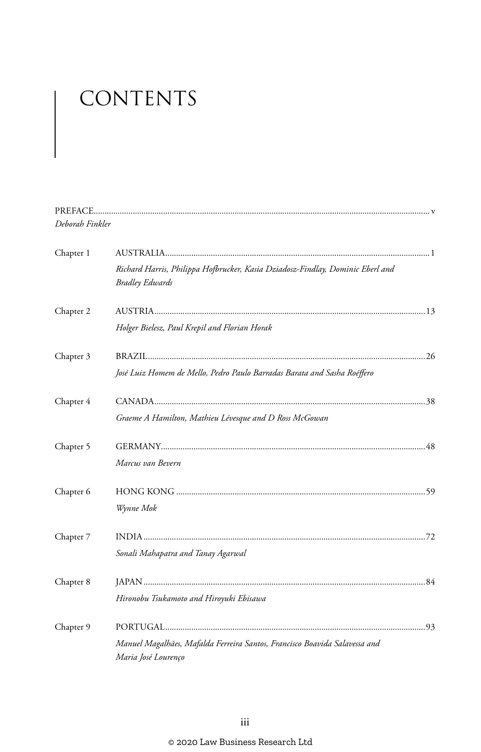# CONTENTS

PREFACE ........................................................................................................................................ v
*Deborah Finkler*

Chapter 1 AUSTRALIA ........................................................................................................ 1
*Richard Harris, Philippa Hofbrucker, Kasia Dziadosz-Findlay, Dominic Eberl and Bradley Edwards*

Chapter 2 AUSTRIA ........................................................................................................ 13
*Holger Bielesz, Paul Krepil and Florian Horak*

Chapter 3 BRAZIL ........................................................................................................ 26
*José Luiz Homem de Mello, Pedro Paulo Barradas Barata and Sasha Roéffero*

Chapter 4 CANADA ........................................................................................................ 38
*Graeme A Hamilton, Mathieu Lévesque and D Ross McGowan*

Chapter 5 GERMANY ........................................................................................................ 48
*Marcus van Bevern*

Chapter 6 HONG KONG ........................................................................................................ 59
*Wynne Mok*

Chapter 7 INDIA ........................................................................................................ 72
*Sonali Mahapatra and Tanay Agarwal*

Chapter 8 JAPAN ........................................................................................................ 84
*Hironobu Tsukamoto and Hiroyuki Ebisawa*

Chapter 9 PORTUGAL ........................................................................................................ 93
*Manuel Magalhães, Mafalda Ferreira Santos, Francisco Boavida Salavessa and Maria José Lourenço*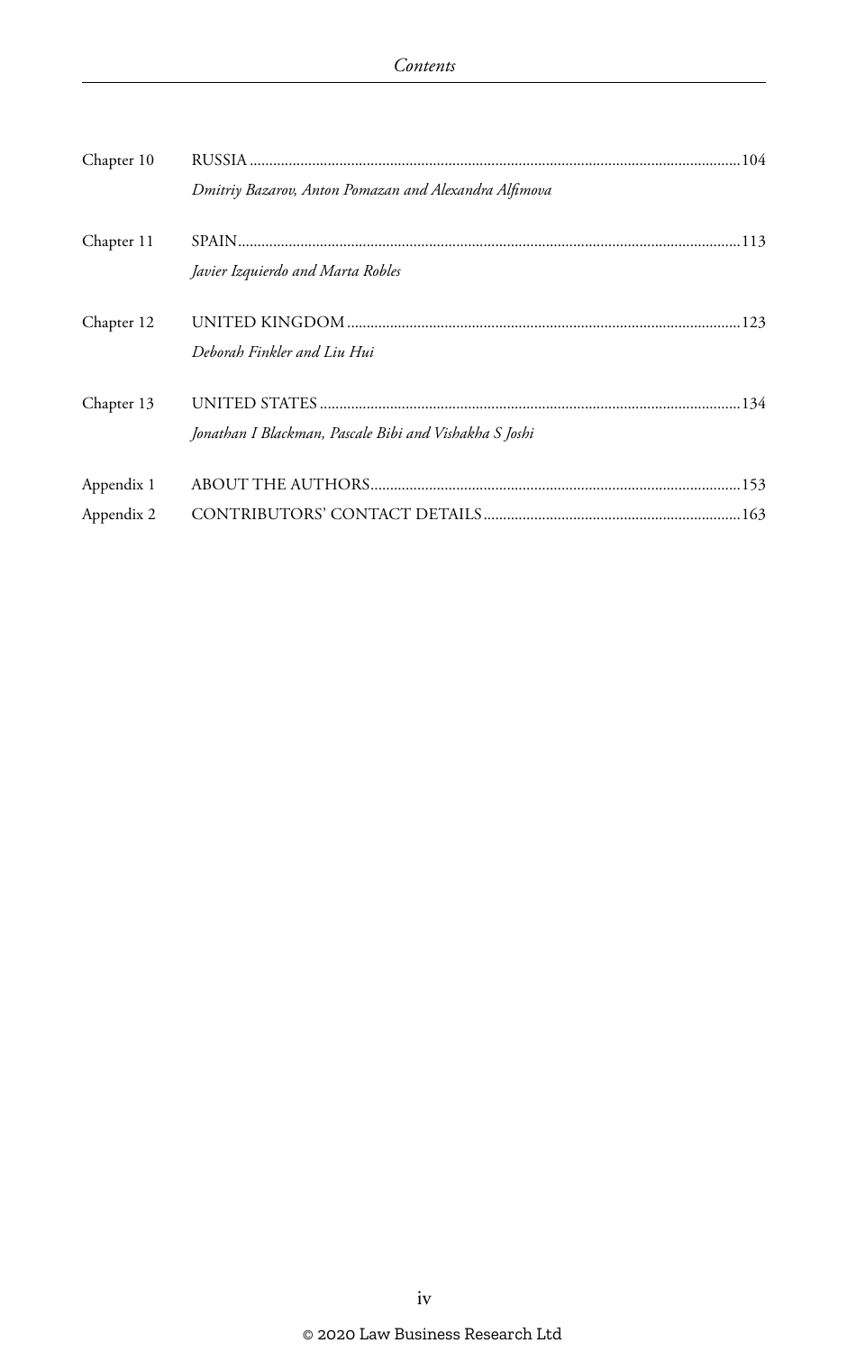| | | |
|---|---|---|
| Chapter 10 | RUSSIA | 104 |
| | *Dmitriy Bazarov, Anton Pomazan and Alexandra Alfimova* | |
| Chapter 11 | SPAIN | 113 |
| | *Javier Izquierdo and Marta Robles* | |
| Chapter 12 | UNITED KINGDOM | 123 |
| | *Deborah Finkler and Liu Hui* | |
| Chapter 13 | UNITED STATES | 134 |
| | *Jonathan I Blackman, Pascale Bibi and Vishakha S Joshi* | |
| Appendix 1 | ABOUT THE AUTHORS | 153 |
| Appendix 2 | CONTRIBUTORS' CONTACT DETAILS | 163 |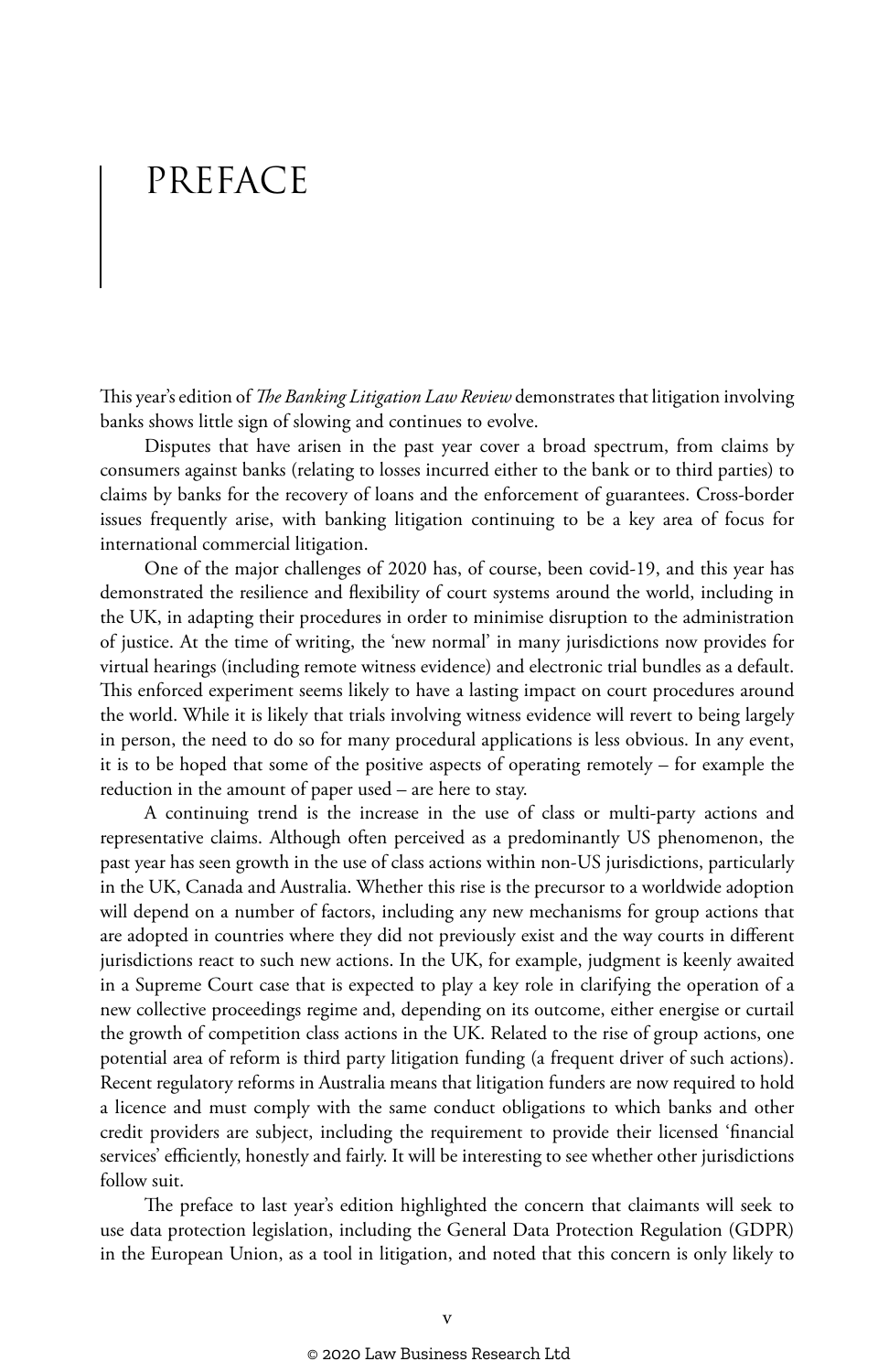# PREFACE

This year's edition of *The Banking Litigation Law Review* demonstrates that litigation involving banks shows little sign of slowing and continues to evolve.

Disputes that have arisen in the past year cover a broad spectrum, from claims by consumers against banks (relating to losses incurred either to the bank or to third parties) to claims by banks for the recovery of loans and the enforcement of guarantees. Cross-border issues frequently arise, with banking litigation continuing to be a key area of focus for international commercial litigation.

One of the major challenges of 2020 has, of course, been covid-19, and this year has demonstrated the resilience and flexibility of court systems around the world, including in the UK, in adapting their procedures in order to minimise disruption to the administration of justice. At the time of writing, the 'new normal' in many jurisdictions now provides for virtual hearings (including remote witness evidence) and electronic trial bundles as a default. This enforced experiment seems likely to have a lasting impact on court procedures around the world. While it is likely that trials involving witness evidence will revert to being largely in person, the need to do so for many procedural applications is less obvious. In any event, it is to be hoped that some of the positive aspects of operating remotely – for example the reduction in the amount of paper used – are here to stay.

A continuing trend is the increase in the use of class or multi-party actions and representative claims. Although often perceived as a predominantly US phenomenon, the past year has seen growth in the use of class actions within non-US jurisdictions, particularly in the UK, Canada and Australia. Whether this rise is the precursor to a worldwide adoption will depend on a number of factors, including any new mechanisms for group actions that are adopted in countries where they did not previously exist and the way courts in different jurisdictions react to such new actions. In the UK, for example, judgment is keenly awaited in a Supreme Court case that is expected to play a key role in clarifying the operation of a new collective proceedings regime and, depending on its outcome, either energise or curtail the growth of competition class actions in the UK. Related to the rise of group actions, one potential area of reform is third party litigation funding (a frequent driver of such actions). Recent regulatory reforms in Australia means that litigation funders are now required to hold a licence and must comply with the same conduct obligations to which banks and other credit providers are subject, including the requirement to provide their licensed 'financial services' efficiently, honestly and fairly. It will be interesting to see whether other jurisdictions follow suit.

The preface to last year's edition highlighted the concern that claimants will seek to use data protection legislation, including the General Data Protection Regulation (GDPR) in the European Union, as a tool in litigation, and noted that this concern is only likely to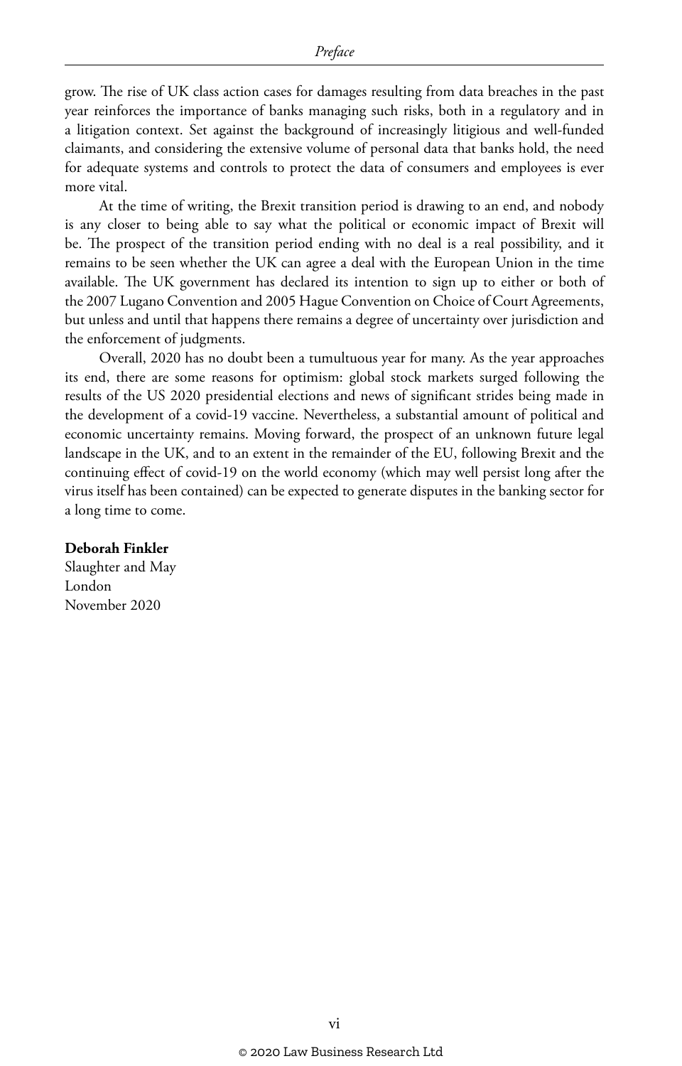grow. The rise of UK class action cases for damages resulting from data breaches in the past year reinforces the importance of banks managing such risks, both in a regulatory and in a litigation context. Set against the background of increasingly litigious and well-funded claimants, and considering the extensive volume of personal data that banks hold, the need for adequate systems and controls to protect the data of consumers and employees is ever more vital.

At the time of writing, the Brexit transition period is drawing to an end, and nobody is any closer to being able to say what the political or economic impact of Brexit will be. The prospect of the transition period ending with no deal is a real possibility, and it remains to be seen whether the UK can agree a deal with the European Union in the time available. The UK government has declared its intention to sign up to either or both of the 2007 Lugano Convention and 2005 Hague Convention on Choice of Court Agreements, but unless and until that happens there remains a degree of uncertainty over jurisdiction and the enforcement of judgments.

Overall, 2020 has no doubt been a tumultuous year for many. As the year approaches its end, there are some reasons for optimism: global stock markets surged following the results of the US 2020 presidential elections and news of significant strides being made in the development of a covid-19 vaccine. Nevertheless, a substantial amount of political and economic uncertainty remains. Moving forward, the prospect of an unknown future legal landscape in the UK, and to an extent in the remainder of the EU, following Brexit and the continuing effect of covid-19 on the world economy (which may well persist long after the virus itself has been contained) can be expected to generate disputes in the banking sector for a long time to come.

**Deborah Finkler**
Slaughter and May
London
November 2020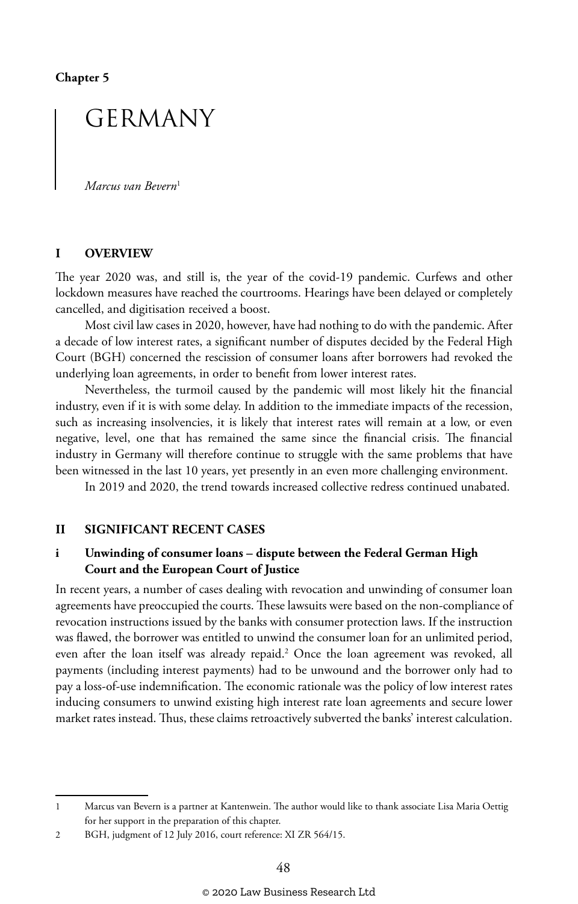Chapter 5

# GERMANY

*Marcus van Bevern*[1]

## I OVERVIEW

The year 2020 was, and still is, the year of the covid-19 pandemic. Curfews and other lockdown measures have reached the courtrooms. Hearings have been delayed or completely cancelled, and digitisation received a boost.

Most civil law cases in 2020, however, have had nothing to do with the pandemic. After a decade of low interest rates, a significant number of disputes decided by the Federal High Court (BGH) concerned the rescission of consumer loans after borrowers had revoked the underlying loan agreements, in order to benefit from lower interest rates.

Nevertheless, the turmoil caused by the pandemic will most likely hit the financial industry, even if it is with some delay. In addition to the immediate impacts of the recession, such as increasing insolvencies, it is likely that interest rates will remain at a low, or even negative, level, one that has remained the same since the financial crisis. The financial industry in Germany will therefore continue to struggle with the same problems that have been witnessed in the last 10 years, yet presently in an even more challenging environment.

In 2019 and 2020, the trend towards increased collective redress continued unabated.

## II SIGNIFICANT RECENT CASES

### i Unwinding of consumer loans – dispute between the Federal German High Court and the European Court of Justice

In recent years, a number of cases dealing with revocation and unwinding of consumer loan agreements have preoccupied the courts. These lawsuits were based on the non-compliance of revocation instructions issued by the banks with consumer protection laws. If the instruction was flawed, the borrower was entitled to unwind the consumer loan for an unlimited period, even after the loan itself was already repaid.[2] Once the loan agreement was revoked, all payments (including interest payments) had to be unwound and the borrower only had to pay a loss-of-use indemnification. The economic rationale was the policy of low interest rates inducing consumers to unwind existing high interest rate loan agreements and secure lower market rates instead. Thus, these claims retroactively subverted the banks' interest calculation.

---

1 Marcus van Bevern is a partner at Kantenwein. The author would like to thank associate Lisa Maria Oettig for her support in the preparation of this chapter.

2 BGH, judgment of 12 July 2016, court reference: XI ZR 564/15.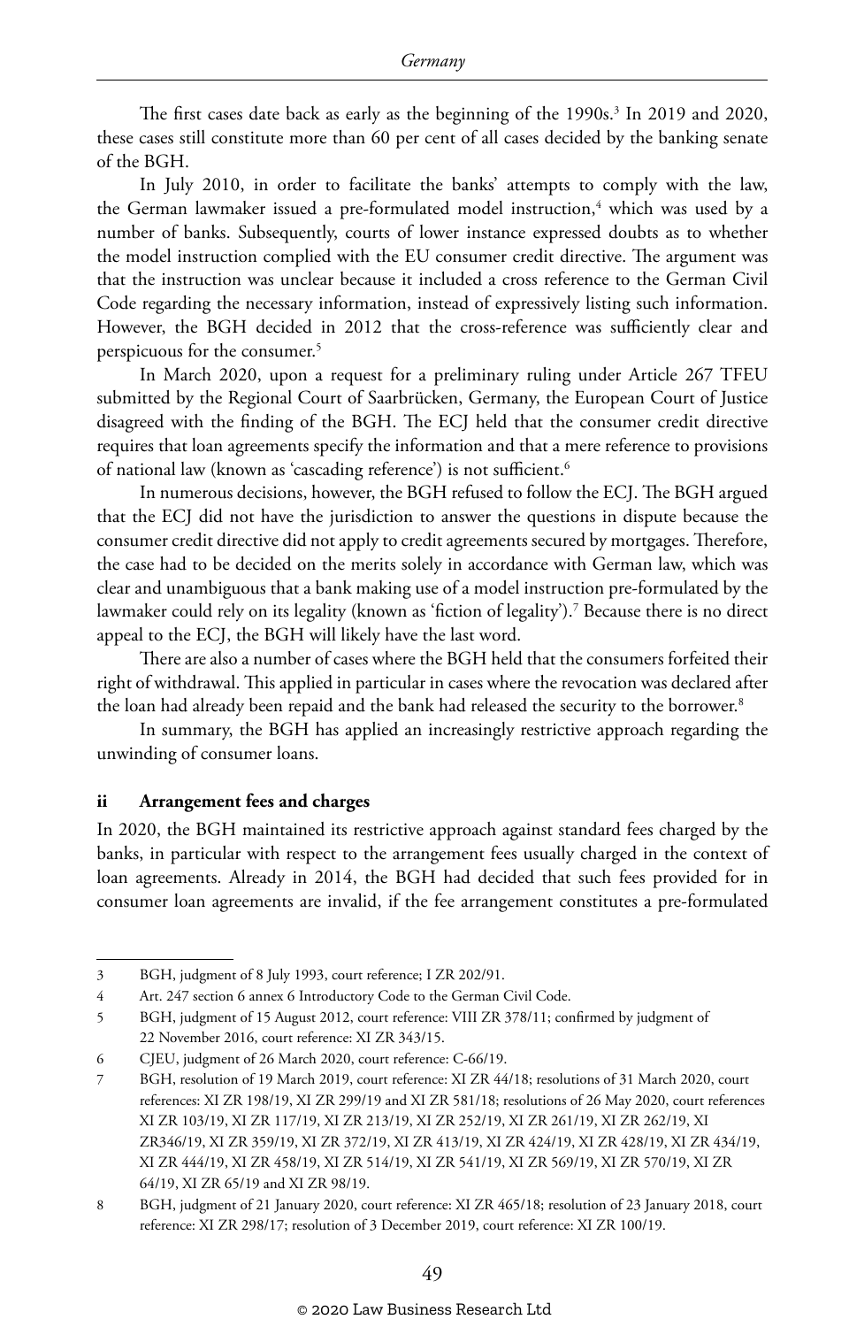The first cases date back as early as the beginning of the 1990s.[3] In 2019 and 2020, these cases still constitute more than 60 per cent of all cases decided by the banking senate of the BGH.

In July 2010, in order to facilitate the banks' attempts to comply with the law, the German lawmaker issued a pre-formulated model instruction,[4] which was used by a number of banks. Subsequently, courts of lower instance expressed doubts as to whether the model instruction complied with the EU consumer credit directive. The argument was that the instruction was unclear because it included a cross reference to the German Civil Code regarding the necessary information, instead of expressively listing such information. However, the BGH decided in 2012 that the cross-reference was sufficiently clear and perspicuous for the consumer.[5]

In March 2020, upon a request for a preliminary ruling under Article 267 TFEU submitted by the Regional Court of Saarbrücken, Germany, the European Court of Justice disagreed with the finding of the BGH. The ECJ held that the consumer credit directive requires that loan agreements specify the information and that a mere reference to provisions of national law (known as 'cascading reference') is not sufficient.[6]

In numerous decisions, however, the BGH refused to follow the ECJ. The BGH argued that the ECJ did not have the jurisdiction to answer the questions in dispute because the consumer credit directive did not apply to credit agreements secured by mortgages. Therefore, the case had to be decided on the merits solely in accordance with German law, which was clear and unambiguous that a bank making use of a model instruction pre-formulated by the lawmaker could rely on its legality (known as 'fiction of legality').[7] Because there is no direct appeal to the ECJ, the BGH will likely have the last word.

There are also a number of cases where the BGH held that the consumers forfeited their right of withdrawal. This applied in particular in cases where the revocation was declared after the loan had already been repaid and the bank had released the security to the borrower.[8]

In summary, the BGH has applied an increasingly restrictive approach regarding the unwinding of consumer loans.

#### ii Arrangement fees and charges

In 2020, the BGH maintained its restrictive approach against standard fees charged by the banks, in particular with respect to the arrangement fees usually charged in the context of loan agreements. Already in 2014, the BGH had decided that such fees provided for in consumer loan agreements are invalid, if the fee arrangement constitutes a pre-formulated

---

3 BGH, judgment of 8 July 1993, court reference; I ZR 202/91.

4 Art. 247 section 6 annex 6 Introductory Code to the German Civil Code.

5 BGH, judgment of 15 August 2012, court reference: VIII ZR 378/11; confirmed by judgment of 22 November 2016, court reference: XI ZR 343/15.

6 CJEU, judgment of 26 March 2020, court reference: C-66/19.

7 BGH, resolution of 19 March 2019, court reference: XI ZR 44/18; resolutions of 31 March 2020, court references: XI ZR 198/19, XI ZR 299/19 and XI ZR 581/18; resolutions of 26 May 2020, court references XI ZR 103/19, XI ZR 117/19, XI ZR 213/19, XI ZR 252/19, XI ZR 261/19, XI ZR 262/19, XI ZR346/19, XI ZR 359/19, XI ZR 372/19, XI ZR 413/19, XI ZR 424/19, XI ZR 428/19, XI ZR 434/19, XI ZR 444/19, XI ZR 458/19, XI ZR 514/19, XI ZR 541/19, XI ZR 569/19, XI ZR 570/19, XI ZR 64/19, XI ZR 65/19 and XI ZR 98/19.

8 BGH, judgment of 21 January 2020, court reference: XI ZR 465/18; resolution of 23 January 2018, court reference: XI ZR 298/17; resolution of 3 December 2019, court reference: XI ZR 100/19.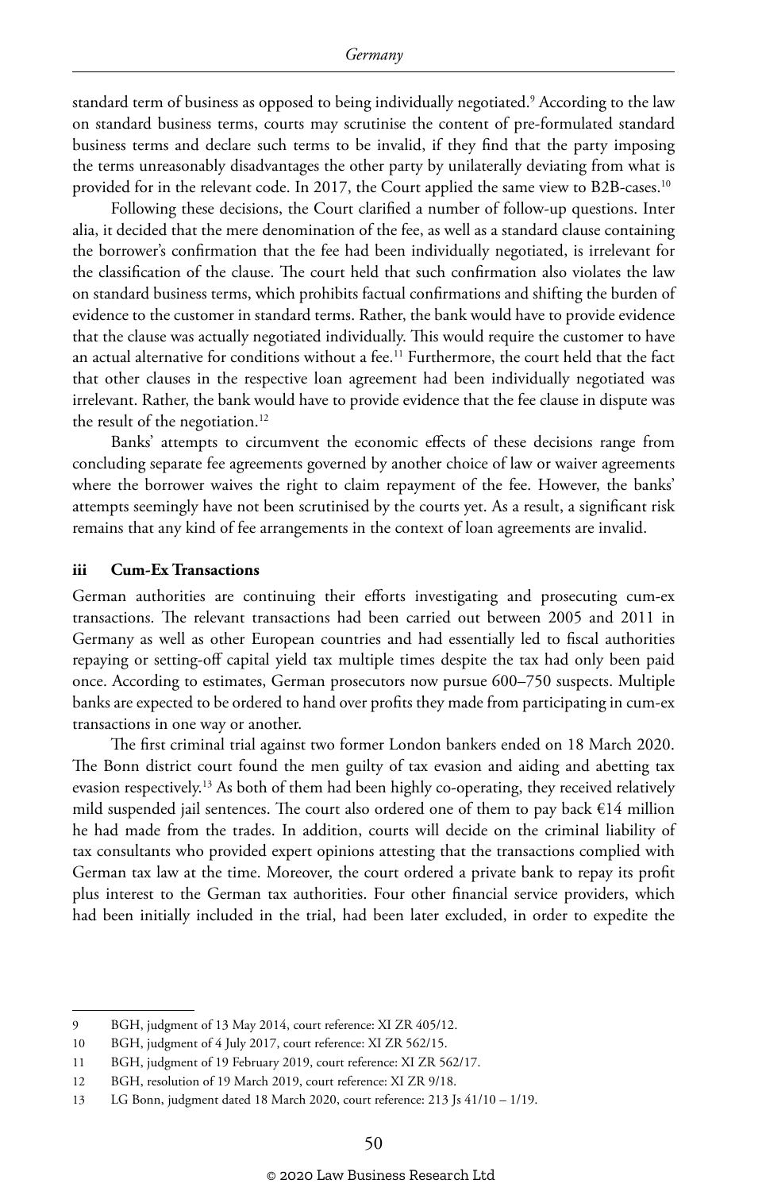standard term of business as opposed to being individually negotiated.[9] According to the law on standard business terms, courts may scrutinise the content of pre-formulated standard business terms and declare such terms to be invalid, if they find that the party imposing the terms unreasonably disadvantages the other party by unilaterally deviating from what is provided for in the relevant code. In 2017, the Court applied the same view to B2B-cases.[10]

Following these decisions, the Court clarified a number of follow-up questions. Inter alia, it decided that the mere denomination of the fee, as well as a standard clause containing the borrower's confirmation that the fee had been individually negotiated, is irrelevant for the classification of the clause. The court held that such confirmation also violates the law on standard business terms, which prohibits factual confirmations and shifting the burden of evidence to the customer in standard terms. Rather, the bank would have to provide evidence that the clause was actually negotiated individually. This would require the customer to have an actual alternative for conditions without a fee.[11] Furthermore, the court held that the fact that other clauses in the respective loan agreement had been individually negotiated was irrelevant. Rather, the bank would have to provide evidence that the fee clause in dispute was the result of the negotiation.[12]

Banks' attempts to circumvent the economic effects of these decisions range from concluding separate fee agreements governed by another choice of law or waiver agreements where the borrower waives the right to claim repayment of the fee. However, the banks' attempts seemingly have not been scrutinised by the courts yet. As a result, a significant risk remains that any kind of fee arrangements in the context of loan agreements are invalid.

### iii Cum-Ex Transactions

German authorities are continuing their efforts investigating and prosecuting cum-ex transactions. The relevant transactions had been carried out between 2005 and 2011 in Germany as well as other European countries and had essentially led to fiscal authorities repaying or setting-off capital yield tax multiple times despite the tax had only been paid once. According to estimates, German prosecutors now pursue 600–750 suspects. Multiple banks are expected to be ordered to hand over profits they made from participating in cum-ex transactions in one way or another.

The first criminal trial against two former London bankers ended on 18 March 2020. The Bonn district court found the men guilty of tax evasion and aiding and abetting tax evasion respectively.[13] As both of them had been highly co-operating, they received relatively mild suspended jail sentences. The court also ordered one of them to pay back €14 million he had made from the trades. In addition, courts will decide on the criminal liability of tax consultants who provided expert opinions attesting that the transactions complied with German tax law at the time. Moreover, the court ordered a private bank to repay its profit plus interest to the German tax authorities. Four other financial service providers, which had been initially included in the trial, had been later excluded, in order to expedite the

---

9 BGH, judgment of 13 May 2014, court reference: XI ZR 405/12.

10 BGH, judgment of 4 July 2017, court reference: XI ZR 562/15.

11 BGH, judgment of 19 February 2019, court reference: XI ZR 562/17.

12 BGH, resolution of 19 March 2019, court reference: XI ZR 9/18.

13 LG Bonn, judgment dated 18 March 2020, court reference: 213 Js 41/10 – 1/19.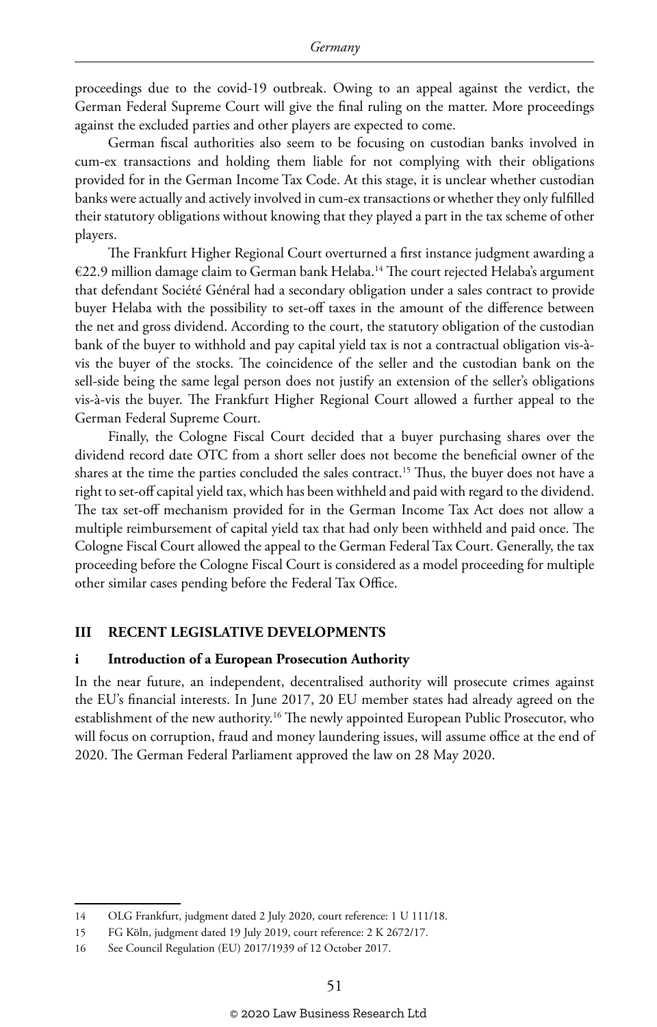proceedings due to the covid-19 outbreak. Owing to an appeal against the verdict, the German Federal Supreme Court will give the final ruling on the matter. More proceedings against the excluded parties and other players are expected to come.

German fiscal authorities also seem to be focusing on custodian banks involved in cum-ex transactions and holding them liable for not complying with their obligations provided for in the German Income Tax Code. At this stage, it is unclear whether custodian banks were actually and actively involved in cum-ex transactions or whether they only fulfilled their statutory obligations without knowing that they played a part in the tax scheme of other players.

The Frankfurt Higher Regional Court overturned a first instance judgment awarding a €22.9 million damage claim to German bank Helaba.[14] The court rejected Helaba's argument that defendant Société Général had a secondary obligation under a sales contract to provide buyer Helaba with the possibility to set-off taxes in the amount of the difference between the net and gross dividend. According to the court, the statutory obligation of the custodian bank of the buyer to withhold and pay capital yield tax is not a contractual obligation vis-à-vis the buyer of the stocks. The coincidence of the seller and the custodian bank on the sell-side being the same legal person does not justify an extension of the seller's obligations vis-à-vis the buyer. The Frankfurt Higher Regional Court allowed a further appeal to the German Federal Supreme Court.

Finally, the Cologne Fiscal Court decided that a buyer purchasing shares over the dividend record date OTC from a short seller does not become the beneficial owner of the shares at the time the parties concluded the sales contract.[15] Thus, the buyer does not have a right to set-off capital yield tax, which has been withheld and paid with regard to the dividend. The tax set-off mechanism provided for in the German Income Tax Act does not allow a multiple reimbursement of capital yield tax that had only been withheld and paid once. The Cologne Fiscal Court allowed the appeal to the German Federal Tax Court. Generally, the tax proceeding before the Cologne Fiscal Court is considered as a model proceeding for multiple other similar cases pending before the Federal Tax Office.

## III RECENT LEGISLATIVE DEVELOPMENTS

### i Introduction of a European Prosecution Authority

In the near future, an independent, decentralised authority will prosecute crimes against the EU's financial interests. In June 2017, 20 EU member states had already agreed on the establishment of the new authority.[16] The newly appointed European Public Prosecutor, who will focus on corruption, fraud and money laundering issues, will assume office at the end of 2020. The German Federal Parliament approved the law on 28 May 2020.

---

14 OLG Frankfurt, judgment dated 2 July 2020, court reference: 1 U 111/18.

15 FG Köln, judgment dated 19 July 2019, court reference: 2 K 2672/17.

16 See Council Regulation (EU) 2017/1939 of 12 October 2017.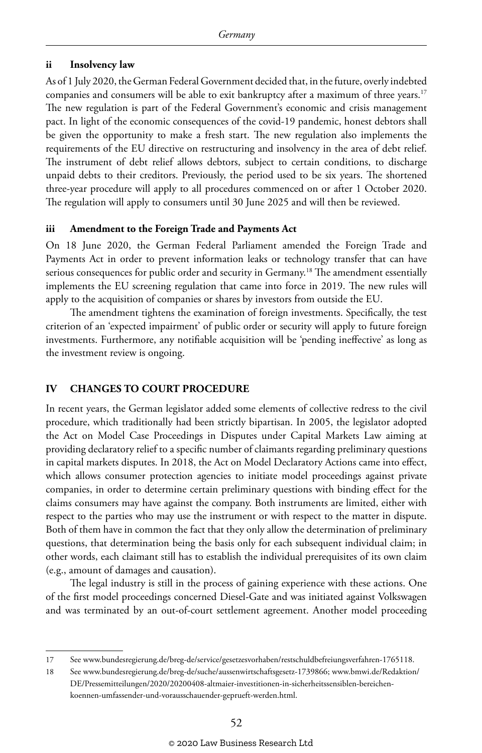### ii Insolvency law

As of 1 July 2020, the German Federal Government decided that, in the future, overly indebted companies and consumers will be able to exit bankruptcy after a maximum of three years.[17] The new regulation is part of the Federal Government's economic and crisis management pact. In light of the economic consequences of the covid-19 pandemic, honest debtors shall be given the opportunity to make a fresh start. The new regulation also implements the requirements of the EU directive on restructuring and insolvency in the area of debt relief. The instrument of debt relief allows debtors, subject to certain conditions, to discharge unpaid debts to their creditors. Previously, the period used to be six years. The shortened three-year procedure will apply to all procedures commenced on or after 1 October 2020. The regulation will apply to consumers until 30 June 2025 and will then be reviewed.

### iii Amendment to the Foreign Trade and Payments Act

On 18 June 2020, the German Federal Parliament amended the Foreign Trade and Payments Act in order to prevent information leaks or technology transfer that can have serious consequences for public order and security in Germany.[18] The amendment essentially implements the EU screening regulation that came into force in 2019. The new rules will apply to the acquisition of companies or shares by investors from outside the EU.

The amendment tightens the examination of foreign investments. Specifically, the test criterion of an 'expected impairment' of public order or security will apply to future foreign investments. Furthermore, any notifiable acquisition will be 'pending ineffective' as long as the investment review is ongoing.

## IV CHANGES TO COURT PROCEDURE

In recent years, the German legislator added some elements of collective redress to the civil procedure, which traditionally had been strictly bipartisan. In 2005, the legislator adopted the Act on Model Case Proceedings in Disputes under Capital Markets Law aiming at providing declaratory relief to a specific number of claimants regarding preliminary questions in capital markets disputes. In 2018, the Act on Model Declaratory Actions came into effect, which allows consumer protection agencies to initiate model proceedings against private companies, in order to determine certain preliminary questions with binding effect for the claims consumers may have against the company. Both instruments are limited, either with respect to the parties who may use the instrument or with respect to the matter in dispute. Both of them have in common the fact that they only allow the determination of preliminary questions, that determination being the basis only for each subsequent individual claim; in other words, each claimant still has to establish the individual prerequisites of its own claim (e.g., amount of damages and causation).

The legal industry is still in the process of gaining experience with these actions. One of the first model proceedings concerned Diesel-Gate and was initiated against Volkswagen and was terminated by an out-of-court settlement agreement. Another model proceeding

---

17 See www.bundesregierung.de/breg-de/service/gesetzesvorhaben/restschuldbefreiungsverfahren-1765118.

18 See www.bundesregierung.de/breg-de/suche/aussenwirtschaftsgesetz-1739866; www.bmwi.de/Redaktion/DE/Pressemitteilungen/2020/20200408-altmaier-investitionen-in-sicherheitssensiblen-bereichen-koennen-umfassender-und-vorausschauender-geprueft-werden.html.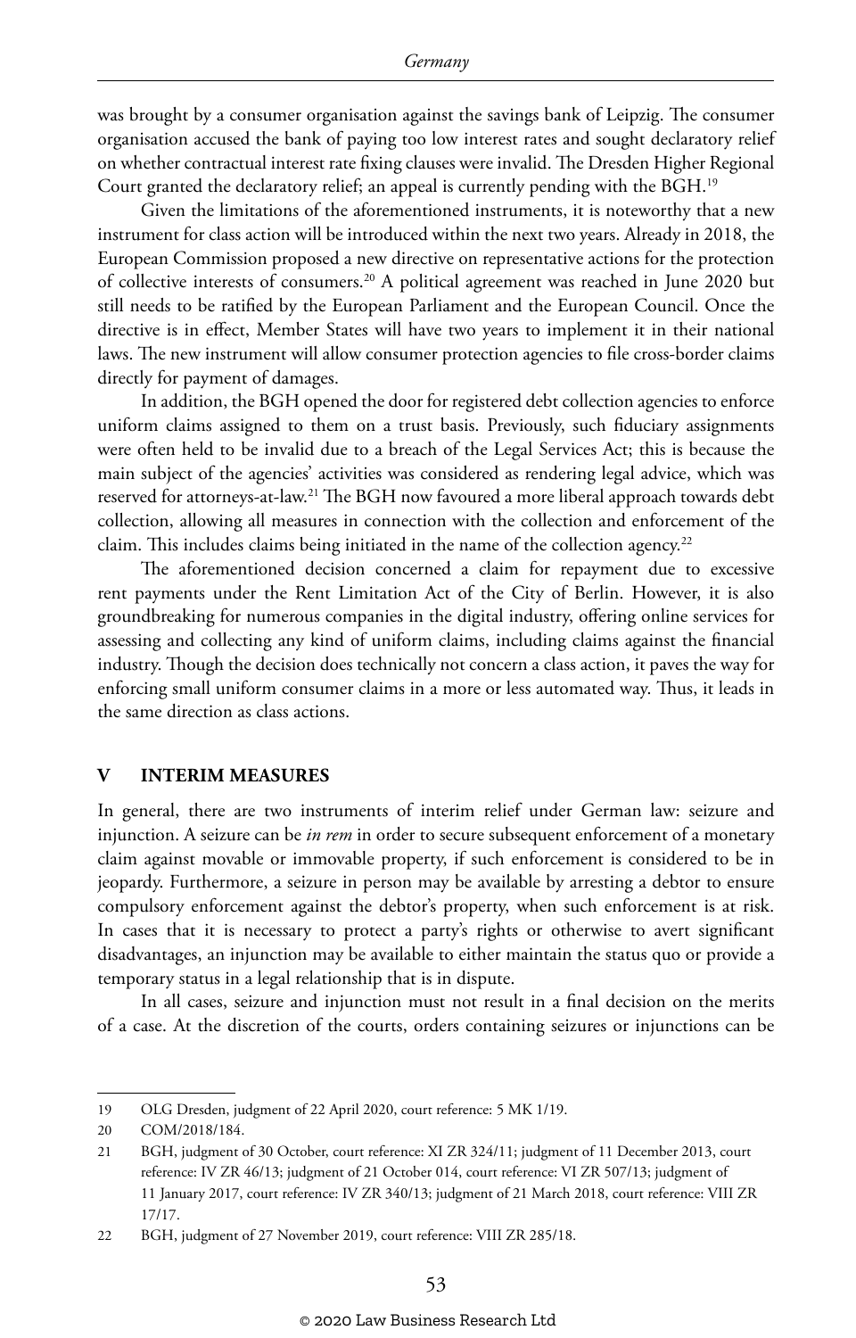was brought by a consumer organisation against the savings bank of Leipzig. The consumer organisation accused the bank of paying too low interest rates and sought declaratory relief on whether contractual interest rate fixing clauses were invalid. The Dresden Higher Regional Court granted the declaratory relief; an appeal is currently pending with the BGH.[19]

Given the limitations of the aforementioned instruments, it is noteworthy that a new instrument for class action will be introduced within the next two years. Already in 2018, the European Commission proposed a new directive on representative actions for the protection of collective interests of consumers.[20] A political agreement was reached in June 2020 but still needs to be ratified by the European Parliament and the European Council. Once the directive is in effect, Member States will have two years to implement it in their national laws. The new instrument will allow consumer protection agencies to file cross-border claims directly for payment of damages.

In addition, the BGH opened the door for registered debt collection agencies to enforce uniform claims assigned to them on a trust basis. Previously, such fiduciary assignments were often held to be invalid due to a breach of the Legal Services Act; this is because the main subject of the agencies' activities was considered as rendering legal advice, which was reserved for attorneys-at-law.[21] The BGH now favoured a more liberal approach towards debt collection, allowing all measures in connection with the collection and enforcement of the claim. This includes claims being initiated in the name of the collection agency.[22]

The aforementioned decision concerned a claim for repayment due to excessive rent payments under the Rent Limitation Act of the City of Berlin. However, it is also groundbreaking for numerous companies in the digital industry, offering online services for assessing and collecting any kind of uniform claims, including claims against the financial industry. Though the decision does technically not concern a class action, it paves the way for enforcing small uniform consumer claims in a more or less automated way. Thus, it leads in the same direction as class actions.

## V INTERIM MEASURES

In general, there are two instruments of interim relief under German law: seizure and injunction. A seizure can be *in rem* in order to secure subsequent enforcement of a monetary claim against movable or immovable property, if such enforcement is considered to be in jeopardy. Furthermore, a seizure in person may be available by arresting a debtor to ensure compulsory enforcement against the debtor's property, when such enforcement is at risk. In cases that it is necessary to protect a party's rights or otherwise to avert significant disadvantages, an injunction may be available to either maintain the status quo or provide a temporary status in a legal relationship that is in dispute.

In all cases, seizure and injunction must not result in a final decision on the merits of a case. At the discretion of the courts, orders containing seizures or injunctions can be

---

19 OLG Dresden, judgment of 22 April 2020, court reference: 5 MK 1/19.

20 COM/2018/184.

21 BGH, judgment of 30 October, court reference: XI ZR 324/11; judgment of 11 December 2013, court reference: IV ZR 46/13; judgment of 21 October 014, court reference: VI ZR 507/13; judgment of 11 January 2017, court reference: IV ZR 340/13; judgment of 21 March 2018, court reference: VIII ZR 17/17.

22 BGH, judgment of 27 November 2019, court reference: VIII ZR 285/18.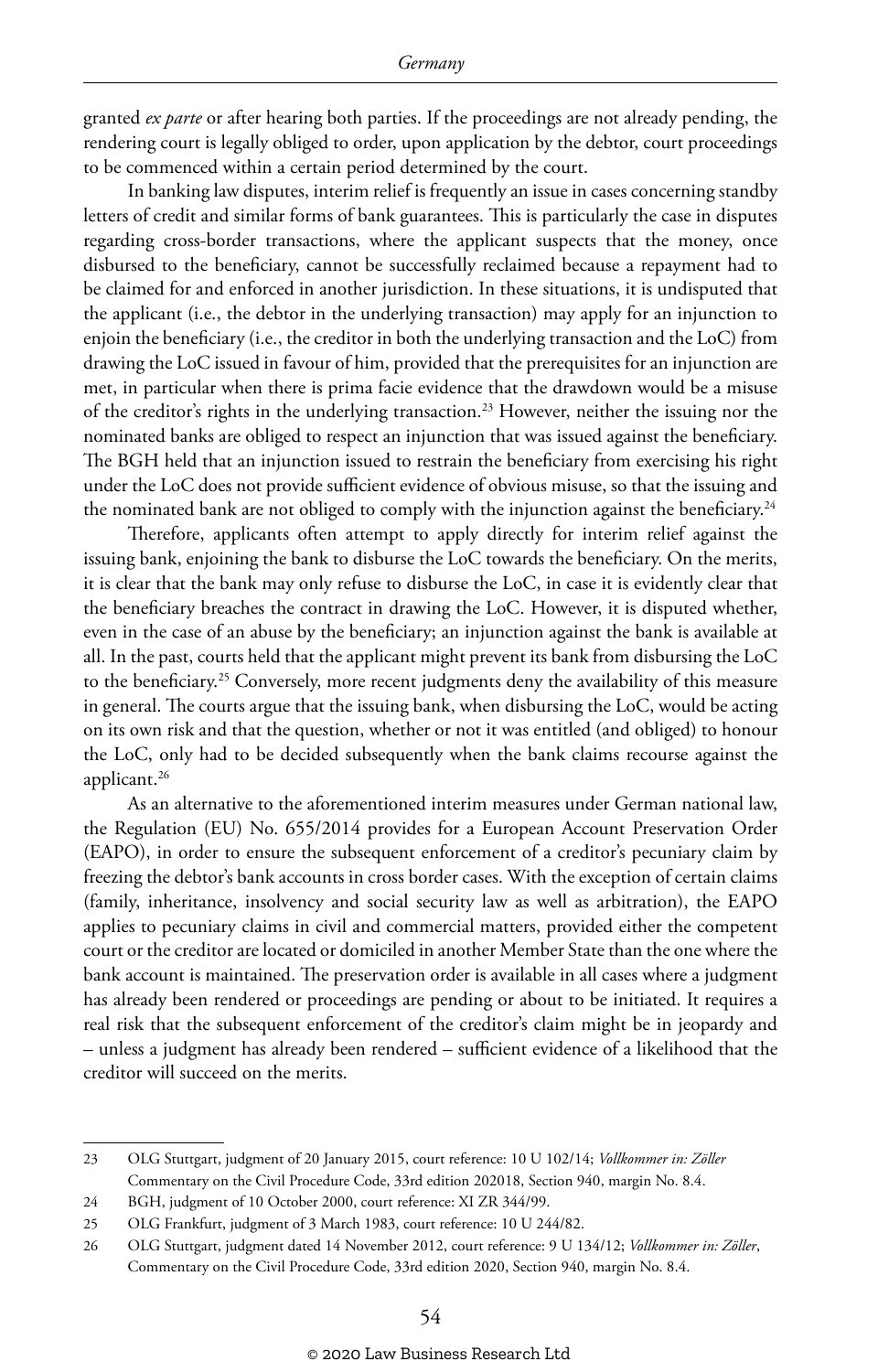granted *ex parte* or after hearing both parties. If the proceedings are not already pending, the rendering court is legally obliged to order, upon application by the debtor, court proceedings to be commenced within a certain period determined by the court.

In banking law disputes, interim relief is frequently an issue in cases concerning standby letters of credit and similar forms of bank guarantees. This is particularly the case in disputes regarding cross-border transactions, where the applicant suspects that the money, once disbursed to the beneficiary, cannot be successfully reclaimed because a repayment had to be claimed for and enforced in another jurisdiction. In these situations, it is undisputed that the applicant (i.e., the debtor in the underlying transaction) may apply for an injunction to enjoin the beneficiary (i.e., the creditor in both the underlying transaction and the LoC) from drawing the LoC issued in favour of him, provided that the prerequisites for an injunction are met, in particular when there is prima facie evidence that the drawdown would be a misuse of the creditor's rights in the underlying transaction.[23] However, neither the issuing nor the nominated banks are obliged to respect an injunction that was issued against the beneficiary. The BGH held that an injunction issued to restrain the beneficiary from exercising his right under the LoC does not provide sufficient evidence of obvious misuse, so that the issuing and the nominated bank are not obliged to comply with the injunction against the beneficiary.[24]

Therefore, applicants often attempt to apply directly for interim relief against the issuing bank, enjoining the bank to disburse the LoC towards the beneficiary. On the merits, it is clear that the bank may only refuse to disburse the LoC, in case it is evidently clear that the beneficiary breaches the contract in drawing the LoC. However, it is disputed whether, even in the case of an abuse by the beneficiary; an injunction against the bank is available at all. In the past, courts held that the applicant might prevent its bank from disbursing the LoC to the beneficiary.[25] Conversely, more recent judgments deny the availability of this measure in general. The courts argue that the issuing bank, when disbursing the LoC, would be acting on its own risk and that the question, whether or not it was entitled (and obliged) to honour the LoC, only had to be decided subsequently when the bank claims recourse against the applicant.[26]

As an alternative to the aforementioned interim measures under German national law, the Regulation (EU) No. 655/2014 provides for a European Account Preservation Order (EAPO), in order to ensure the subsequent enforcement of a creditor's pecuniary claim by freezing the debtor's bank accounts in cross border cases. With the exception of certain claims (family, inheritance, insolvency and social security law as well as arbitration), the EAPO applies to pecuniary claims in civil and commercial matters, provided either the competent court or the creditor are located or domiciled in another Member State than the one where the bank account is maintained. The preservation order is available in all cases where a judgment has already been rendered or proceedings are pending or about to be initiated. It requires a real risk that the subsequent enforcement of the creditor's claim might be in jeopardy and – unless a judgment has already been rendered – sufficient evidence of a likelihood that the creditor will succeed on the merits.

---

23 OLG Stuttgart, judgment of 20 January 2015, court reference: 10 U 102/14; *Vollkommer in: Zöller* Commentary on the Civil Procedure Code, 33rd edition 202018, Section 940, margin No. 8.4.

24 BGH, judgment of 10 October 2000, court reference: XI ZR 344/99.

25 OLG Frankfurt, judgment of 3 March 1983, court reference: 10 U 244/82.

26 OLG Stuttgart, judgment dated 14 November 2012, court reference: 9 U 134/12; *Vollkommer in: Zöller*, Commentary on the Civil Procedure Code, 33rd edition 2020, Section 940, margin No. 8.4.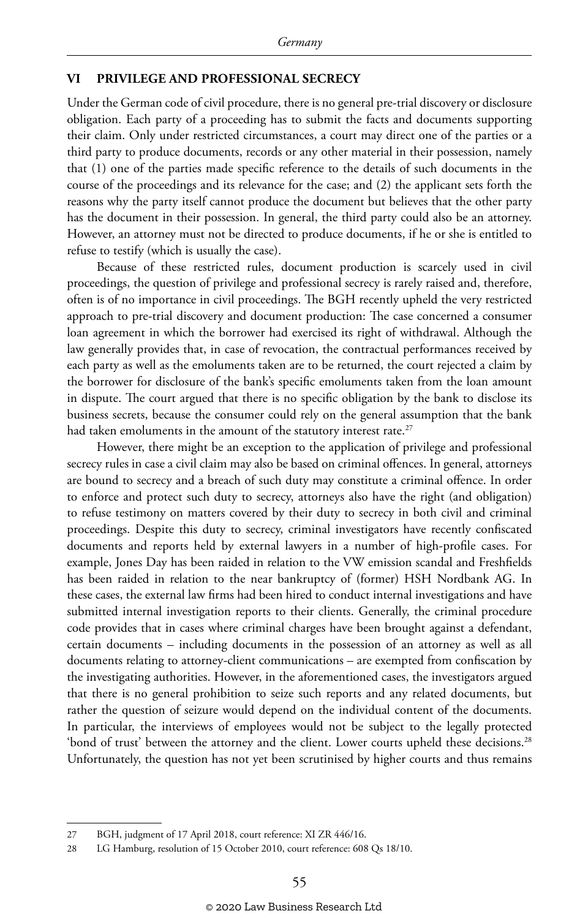## VI PRIVILEGE AND PROFESSIONAL SECRECY

Under the German code of civil procedure, there is no general pre-trial discovery or disclosure obligation. Each party of a proceeding has to submit the facts and documents supporting their claim. Only under restricted circumstances, a court may direct one of the parties or a third party to produce documents, records or any other material in their possession, namely that (1) one of the parties made specific reference to the details of such documents in the course of the proceedings and its relevance for the case; and (2) the applicant sets forth the reasons why the party itself cannot produce the document but believes that the other party has the document in their possession. In general, the third party could also be an attorney. However, an attorney must not be directed to produce documents, if he or she is entitled to refuse to testify (which is usually the case).

Because of these restricted rules, document production is scarcely used in civil proceedings, the question of privilege and professional secrecy is rarely raised and, therefore, often is of no importance in civil proceedings. The BGH recently upheld the very restricted approach to pre-trial discovery and document production: The case concerned a consumer loan agreement in which the borrower had exercised its right of withdrawal. Although the law generally provides that, in case of revocation, the contractual performances received by each party as well as the emoluments taken are to be returned, the court rejected a claim by the borrower for disclosure of the bank's specific emoluments taken from the loan amount in dispute. The court argued that there is no specific obligation by the bank to disclose its business secrets, because the consumer could rely on the general assumption that the bank had taken emoluments in the amount of the statutory interest rate.[27]

However, there might be an exception to the application of privilege and professional secrecy rules in case a civil claim may also be based on criminal offences. In general, attorneys are bound to secrecy and a breach of such duty may constitute a criminal offence. In order to enforce and protect such duty to secrecy, attorneys also have the right (and obligation) to refuse testimony on matters covered by their duty to secrecy in both civil and criminal proceedings. Despite this duty to secrecy, criminal investigators have recently confiscated documents and reports held by external lawyers in a number of high-profile cases. For example, Jones Day has been raided in relation to the VW emission scandal and Freshfields has been raided in relation to the near bankruptcy of (former) HSH Nordbank AG. In these cases, the external law firms had been hired to conduct internal investigations and have submitted internal investigation reports to their clients. Generally, the criminal procedure code provides that in cases where criminal charges have been brought against a defendant, certain documents – including documents in the possession of an attorney as well as all documents relating to attorney-client communications – are exempted from confiscation by the investigating authorities. However, in the aforementioned cases, the investigators argued that there is no general prohibition to seize such reports and any related documents, but rather the question of seizure would depend on the individual content of the documents. In particular, the interviews of employees would not be subject to the legally protected 'bond of trust' between the attorney and the client. Lower courts upheld these decisions.[28] Unfortunately, the question has not yet been scrutinised by higher courts and thus remains

---

27 BGH, judgment of 17 April 2018, court reference: XI ZR 446/16.

28 LG Hamburg, resolution of 15 October 2010, court reference: 608 Qs 18/10.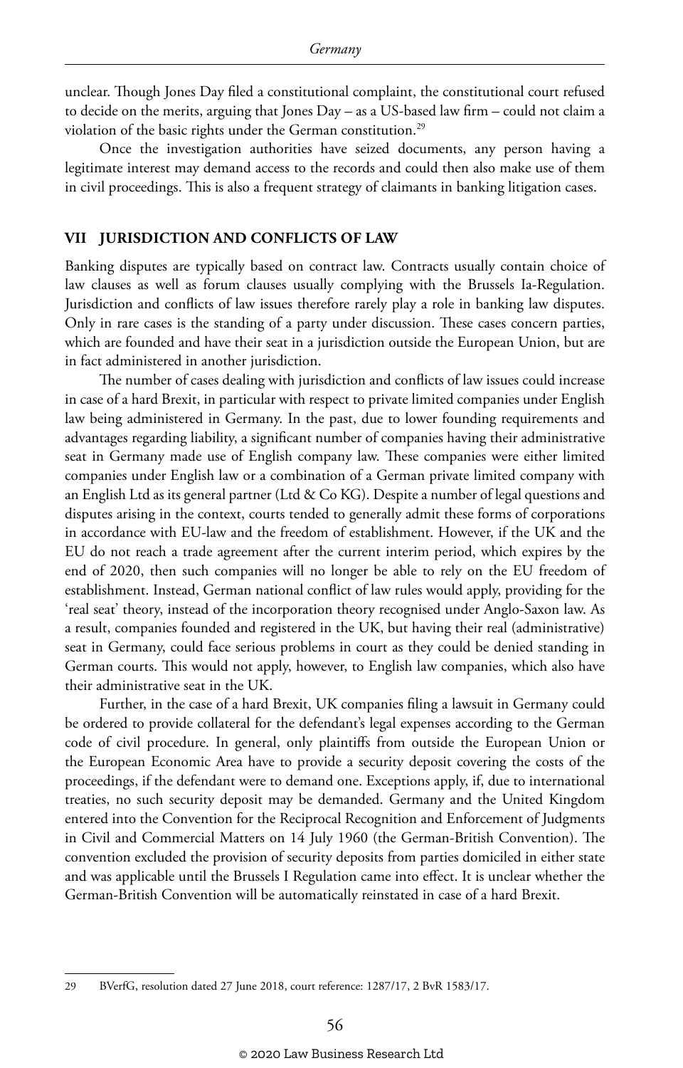unclear. Though Jones Day filed a constitutional complaint, the constitutional court refused to decide on the merits, arguing that Jones Day – as a US-based law firm – could not claim a violation of the basic rights under the German constitution.[29]

Once the investigation authorities have seized documents, any person having a legitimate interest may demand access to the records and could then also make use of them in civil proceedings. This is also a frequent strategy of claimants in banking litigation cases.

## VII JURISDICTION AND CONFLICTS OF LAW

Banking disputes are typically based on contract law. Contracts usually contain choice of law clauses as well as forum clauses usually complying with the Brussels Ia-Regulation. Jurisdiction and conflicts of law issues therefore rarely play a role in banking law disputes. Only in rare cases is the standing of a party under discussion. These cases concern parties, which are founded and have their seat in a jurisdiction outside the European Union, but are in fact administered in another jurisdiction.

The number of cases dealing with jurisdiction and conflicts of law issues could increase in case of a hard Brexit, in particular with respect to private limited companies under English law being administered in Germany. In the past, due to lower founding requirements and advantages regarding liability, a significant number of companies having their administrative seat in Germany made use of English company law. These companies were either limited companies under English law or a combination of a German private limited company with an English Ltd as its general partner (Ltd & Co KG). Despite a number of legal questions and disputes arising in the context, courts tended to generally admit these forms of corporations in accordance with EU-law and the freedom of establishment. However, if the UK and the EU do not reach a trade agreement after the current interim period, which expires by the end of 2020, then such companies will no longer be able to rely on the EU freedom of establishment. Instead, German national conflict of law rules would apply, providing for the 'real seat' theory, instead of the incorporation theory recognised under Anglo-Saxon law. As a result, companies founded and registered in the UK, but having their real (administrative) seat in Germany, could face serious problems in court as they could be denied standing in German courts. This would not apply, however, to English law companies, which also have their administrative seat in the UK.

Further, in the case of a hard Brexit, UK companies filing a lawsuit in Germany could be ordered to provide collateral for the defendant's legal expenses according to the German code of civil procedure. In general, only plaintiffs from outside the European Union or the European Economic Area have to provide a security deposit covering the costs of the proceedings, if the defendant were to demand one. Exceptions apply, if, due to international treaties, no such security deposit may be demanded. Germany and the United Kingdom entered into the Convention for the Reciprocal Recognition and Enforcement of Judgments in Civil and Commercial Matters on 14 July 1960 (the German-British Convention). The convention excluded the provision of security deposits from parties domiciled in either state and was applicable until the Brussels I Regulation came into effect. It is unclear whether the German-British Convention will be automatically reinstated in case of a hard Brexit.

---

29 BVerfG, resolution dated 27 June 2018, court reference: 1287/17, 2 BvR 1583/17.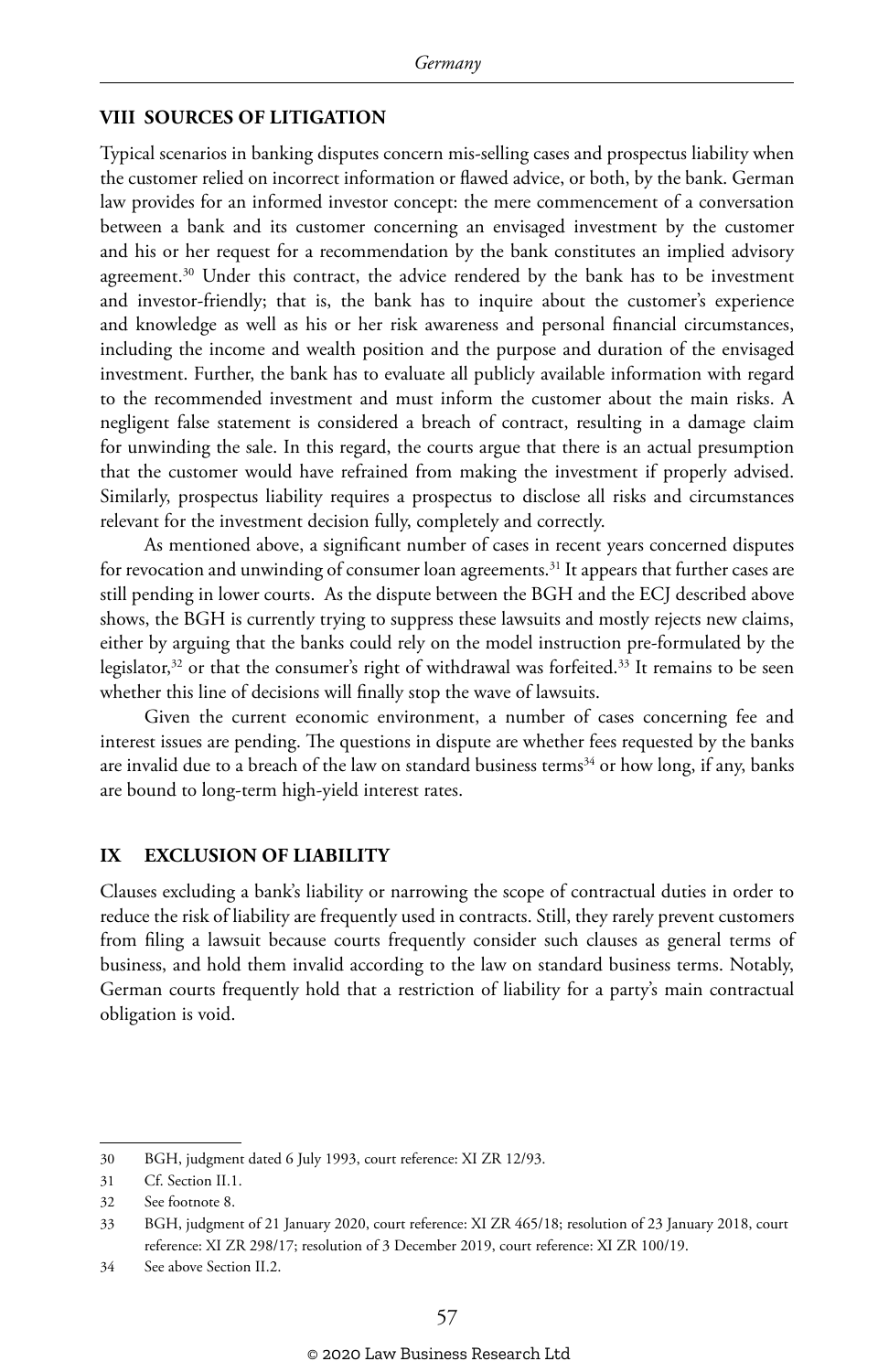## VIII SOURCES OF LITIGATION

Typical scenarios in banking disputes concern mis-selling cases and prospectus liability when the customer relied on incorrect information or flawed advice, or both, by the bank. German law provides for an informed investor concept: the mere commencement of a conversation between a bank and its customer concerning an envisaged investment by the customer and his or her request for a recommendation by the bank constitutes an implied advisory agreement.[30] Under this contract, the advice rendered by the bank has to be investment and investor-friendly; that is, the bank has to inquire about the customer's experience and knowledge as well as his or her risk awareness and personal financial circumstances, including the income and wealth position and the purpose and duration of the envisaged investment. Further, the bank has to evaluate all publicly available information with regard to the recommended investment and must inform the customer about the main risks. A negligent false statement is considered a breach of contract, resulting in a damage claim for unwinding the sale. In this regard, the courts argue that there is an actual presumption that the customer would have refrained from making the investment if properly advised. Similarly, prospectus liability requires a prospectus to disclose all risks and circumstances relevant for the investment decision fully, completely and correctly.

As mentioned above, a significant number of cases in recent years concerned disputes for revocation and unwinding of consumer loan agreements.[31] It appears that further cases are still pending in lower courts. As the dispute between the BGH and the ECJ described above shows, the BGH is currently trying to suppress these lawsuits and mostly rejects new claims, either by arguing that the banks could rely on the model instruction pre-formulated by the legislator,[32] or that the consumer's right of withdrawal was forfeited.[33] It remains to be seen whether this line of decisions will finally stop the wave of lawsuits.

Given the current economic environment, a number of cases concerning fee and interest issues are pending. The questions in dispute are whether fees requested by the banks are invalid due to a breach of the law on standard business terms[34] or how long, if any, banks are bound to long-term high-yield interest rates.

## IX EXCLUSION OF LIABILITY

Clauses excluding a bank's liability or narrowing the scope of contractual duties in order to reduce the risk of liability are frequently used in contracts. Still, they rarely prevent customers from filing a lawsuit because courts frequently consider such clauses as general terms of business, and hold them invalid according to the law on standard business terms. Notably, German courts frequently hold that a restriction of liability for a party's main contractual obligation is void.

---

30 BGH, judgment dated 6 July 1993, court reference: XI ZR 12/93.

31 Cf. Section II.1.

32 See footnote 8.

33 BGH, judgment of 21 January 2020, court reference: XI ZR 465/18; resolution of 23 January 2018, court reference: XI ZR 298/17; resolution of 3 December 2019, court reference: XI ZR 100/19.

34 See above Section II.2.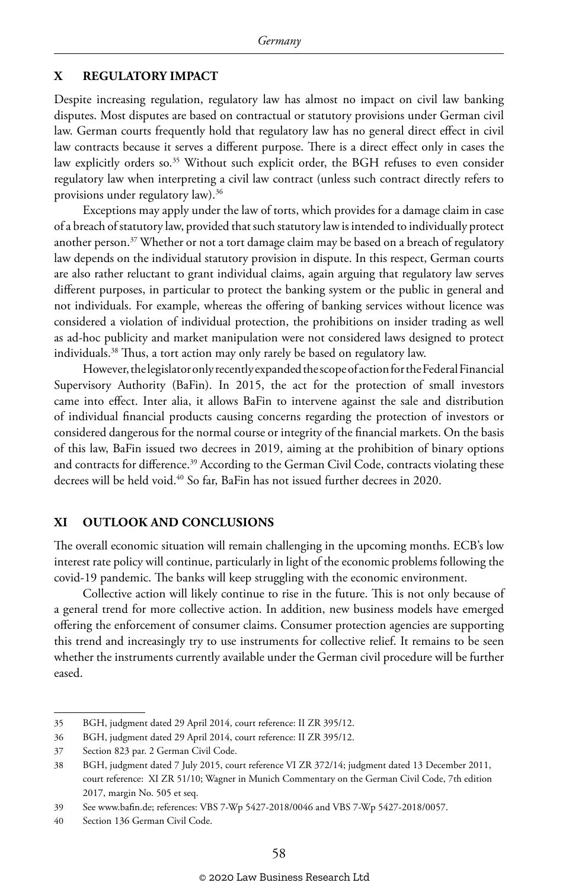## X REGULATORY IMPACT

Despite increasing regulation, regulatory law has almost no impact on civil law banking disputes. Most disputes are based on contractual or statutory provisions under German civil law. German courts frequently hold that regulatory law has no general direct effect in civil law contracts because it serves a different purpose. There is a direct effect only in cases the law explicitly orders so.[35] Without such explicit order, the BGH refuses to even consider regulatory law when interpreting a civil law contract (unless such contract directly refers to provisions under regulatory law).[36]

Exceptions may apply under the law of torts, which provides for a damage claim in case of a breach of statutory law, provided that such statutory law is intended to individually protect another person.[37] Whether or not a tort damage claim may be based on a breach of regulatory law depends on the individual statutory provision in dispute. In this respect, German courts are also rather reluctant to grant individual claims, again arguing that regulatory law serves different purposes, in particular to protect the banking system or the public in general and not individuals. For example, whereas the offering of banking services without licence was considered a violation of individual protection, the prohibitions on insider trading as well as ad-hoc publicity and market manipulation were not considered laws designed to protect individuals.[38] Thus, a tort action may only rarely be based on regulatory law.

However, the legislator only recently expanded the scope of action for the Federal Financial Supervisory Authority (BaFin). In 2015, the act for the protection of small investors came into effect. Inter alia, it allows BaFin to intervene against the sale and distribution of individual financial products causing concerns regarding the protection of investors or considered dangerous for the normal course or integrity of the financial markets. On the basis of this law, BaFin issued two decrees in 2019, aiming at the prohibition of binary options and contracts for difference.[39] According to the German Civil Code, contracts violating these decrees will be held void.[40] So far, BaFin has not issued further decrees in 2020.

## XI OUTLOOK AND CONCLUSIONS

The overall economic situation will remain challenging in the upcoming months. ECB's low interest rate policy will continue, particularly in light of the economic problems following the covid-19 pandemic. The banks will keep struggling with the economic environment.

Collective action will likely continue to rise in the future. This is not only because of a general trend for more collective action. In addition, new business models have emerged offering the enforcement of consumer claims. Consumer protection agencies are supporting this trend and increasingly try to use instruments for collective relief. It remains to be seen whether the instruments currently available under the German civil procedure will be further eased.

---

35 BGH, judgment dated 29 April 2014, court reference: II ZR 395/12.

36 BGH, judgment dated 29 April 2014, court reference: II ZR 395/12.

37 Section 823 par. 2 German Civil Code.

38 BGH, judgment dated 7 July 2015, court reference VI ZR 372/14; judgment dated 13 December 2011, court reference: XI ZR 51/10; Wagner in Munich Commentary on the German Civil Code, 7th edition 2017, margin No. 505 et seq.

39 See www.bafin.de; references: VBS 7-Wp 5427-2018/0046 and VBS 7-Wp 5427-2018/0057.

40 Section 136 German Civil Code.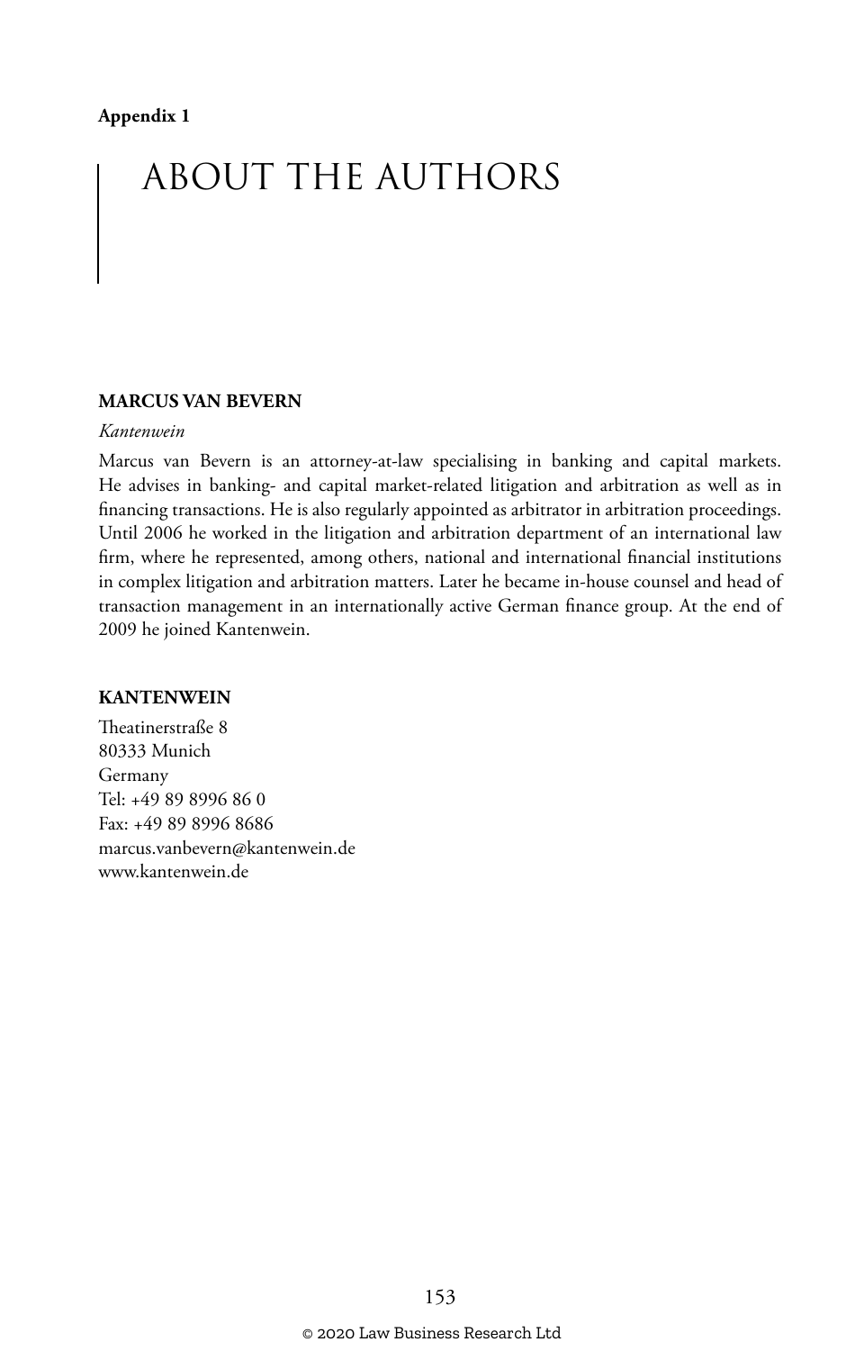**Appendix 1**

# ABOUT THE AUTHORS

### MARCUS VAN BEVERN

*Kantenwein*

Marcus van Bevern is an attorney-at-law specialising in banking and capital markets. He advises in banking- and capital market-related litigation and arbitration as well as in financing transactions. He is also regularly appointed as arbitrator in arbitration proceedings. Until 2006 he worked in the litigation and arbitration department of an international law firm, where he represented, among others, national and international financial institutions in complex litigation and arbitration matters. Later he became in-house counsel and head of transaction management in an internationally active German finance group. At the end of 2009 he joined Kantenwein.

### KANTENWEIN

Theatinerstraße 8
80333 Munich
Germany
Tel: +49 89 8996 86 0
Fax: +49 89 8996 8686
marcus.vanbevern@kantenwein.de
www.kantenwein.de

© 2020 Law Business Research Ltd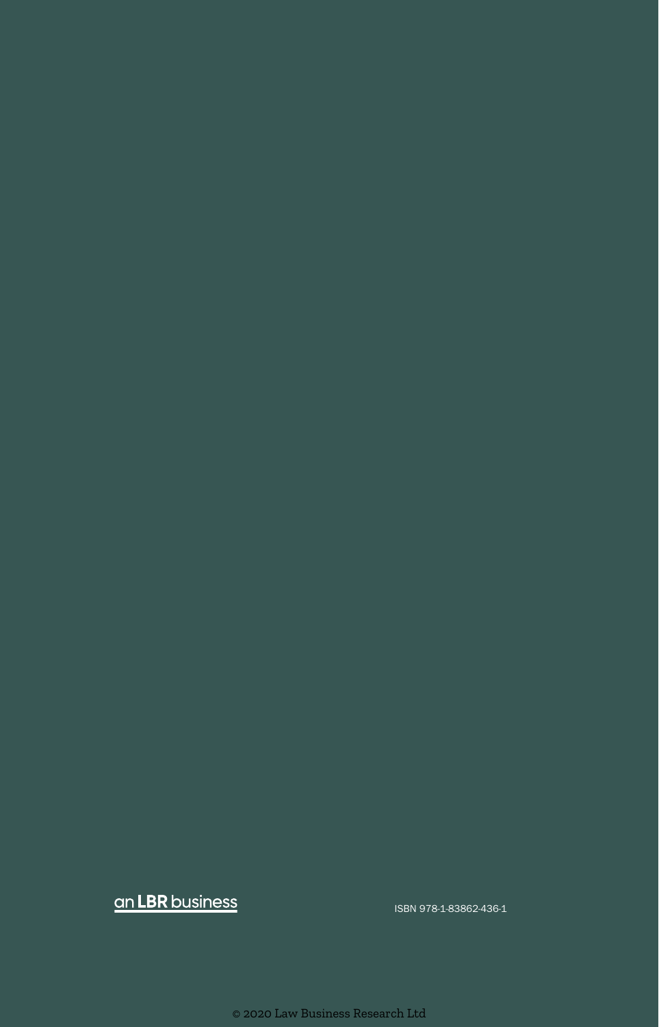an LBR business

ISBN 978-1-83862-436-1

© 2020 Law Business Research Ltd